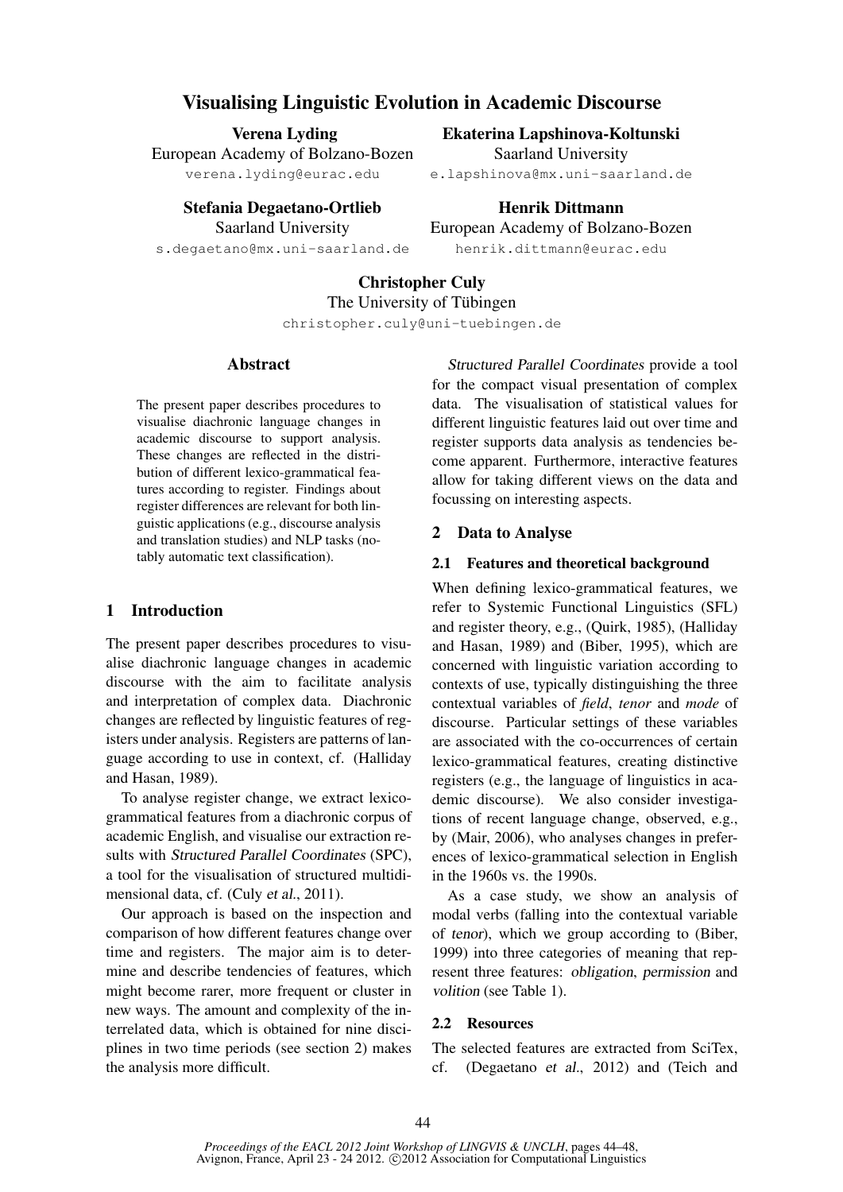# Visualising Linguistic Evolution in Academic Discourse

**Verena Lyding**
European Academy of Bolzano-Bozen
verena.lyding@eurac.edu

**Ekaterina Lapshinova-Koltunski**
Saarland University
e.lapshinova@mx.uni-saarland.de

**Stefania Degaetano-Ortlieb**
Saarland University
s.degaetano@mx.uni-saarland.de

**Henrik Dittmann**
European Academy of Bolzano-Bozen
henrik.dittmann@eurac.edu

**Christopher Culy**
The University of Tübingen
christopher.culy@uni-tuebingen.de

## Abstract

The present paper describes procedures to visualise diachronic language changes in academic discourse to support analysis. These changes are reflected in the distribution of different lexico-grammatical features according to register. Findings about register differences are relevant for both linguistic applications (e.g., discourse analysis and translation studies) and NLP tasks (notably automatic text classification).

## 1 Introduction

The present paper describes procedures to visualise diachronic language changes in academic discourse with the aim to facilitate analysis and interpretation of complex data. Diachronic changes are reflected by linguistic features of registers under analysis. Registers are patterns of language according to use in context, cf. (Halliday and Hasan, 1989).

To analyse register change, we extract lexico-grammatical features from a diachronic corpus of academic English, and visualise our extraction results with *Structured Parallel Coordinates* (SPC), a tool for the visualisation of structured multidimensional data, cf. (Culy *et al.*, 2011).

Our approach is based on the inspection and comparison of how different features change over time and registers. The major aim is to determine and describe tendencies of features, which might become rarer, more frequent or cluster in new ways. The amount and complexity of the interrelated data, which is obtained for nine disciplines in two time periods (see section 2) makes the analysis more difficult.

*Structured Parallel Coordinates* provide a tool for the compact visual presentation of complex data. The visualisation of statistical values for different linguistic features laid out over time and register supports data analysis as tendencies become apparent. Furthermore, interactive features allow for taking different views on the data and focussing on interesting aspects.

## 2 Data to Analyse

### 2.1 Features and theoretical background

When defining lexico-grammatical features, we refer to Systemic Functional Linguistics (SFL) and register theory, e.g., (Quirk, 1985), (Halliday and Hasan, 1989) and (Biber, 1995), which are concerned with linguistic variation according to contexts of use, typically distinguishing the three contextual variables of *field*, *tenor* and *mode* of discourse. Particular settings of these variables are associated with the co-occurrences of certain lexico-grammatical features, creating distinctive registers (e.g., the language of linguistics in academic discourse). We also consider investigations of recent language change, observed, e.g., by (Mair, 2006), who analyses changes in preferences of lexico-grammatical selection in English in the 1960s vs. the 1990s.

As a case study, we show an analysis of modal verbs (falling into the contextual variable of *tenor*), which we group according to (Biber, 1999) into three categories of meaning that represent three features: *obligation*, *permission* and *volition* (see Table 1).

### 2.2 Resources

The selected features are extracted from SciTex, cf. (Degaetano *et al.*, 2012) and (Teich and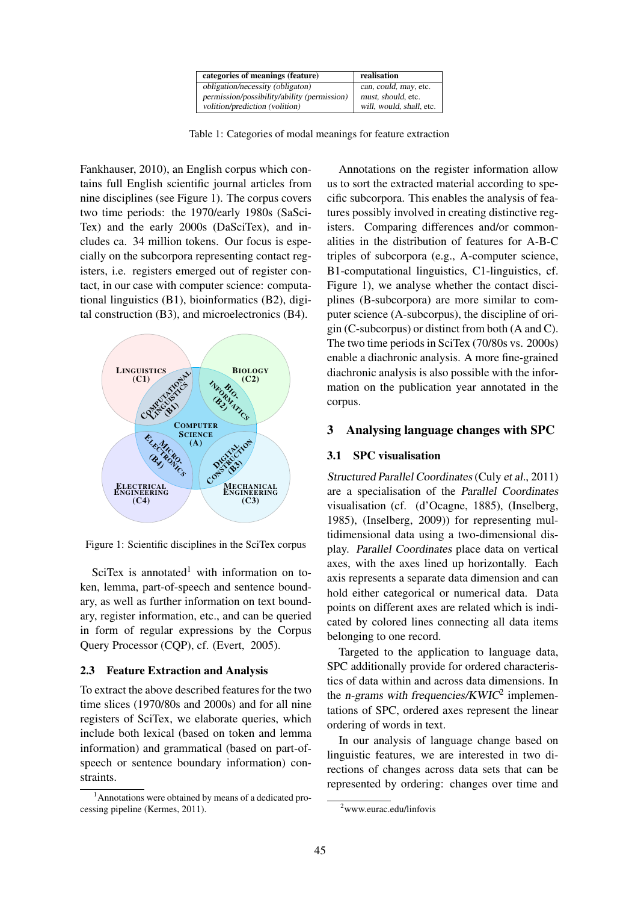| categories of meanings (feature) | realisation |
| --- | --- |
| *obligation/necessity (obligaton)* | *can, could, may*, etc. |
| *permission/possibility/ability (permission)* | *must, should*, etc. |
| *volition/prediction (volition)* | *will, would, shall*, etc. |

Table 1: Categories of modal meanings for feature extraction

Fankhauser, 2010), an English corpus which contains full English scientific journal articles from nine disciplines (see Figure 1). The corpus covers two time periods: the 1970/early 1980s (SaSciTex) and the early 2000s (DaSciTex), and includes ca. 34 million tokens. Our focus is especially on the subcorpora representing contact registers, i.e. registers emerged out of register contact, in our case with computer science: computational linguistics (B1), bioinformatics (B2), digital construction (B3), and microelectronics (B4).

Figure 1: Scientific disciplines in the SciTex corpus

SciTex is annotated[1] with information on token, lemma, part-of-speech and sentence boundary, as well as further information on text boundary, register information, etc., and can be queried in form of regular expressions by the Corpus Query Processor (CQP), cf. (Evert, 2005).

### 2.3 Feature Extraction and Analysis

To extract the above described features for the two time slices (1970/80s and 2000s) and for all nine registers of SciTex, we elaborate queries, which include both lexical (based on token and lemma information) and grammatical (based on part-of-speech or sentence boundary information) constraints.

Annotations on the register information allow us to sort the extracted material according to specific subcorpora. This enables the analysis of features possibly involved in creating distinctive registers. Comparing differences and/or commonalities in the distribution of features for A-B-C triples of subcorpora (e.g., A-computer science, B1-computational linguistics, C1-linguistics, cf. Figure 1), we analyse whether the contact disciplines (B-subcorpora) are more similar to computer science (A-subcorpus), the discipline of origin (C-subcorpus) or distinct from both (A and C). The two time periods in SciTex (70/80s vs. 2000s) enable a diachronic analysis. A more fine-grained diachronic analysis is also possible with the information on the publication year annotated in the corpus.

## 3 Analysing language changes with SPC

### 3.1 SPC visualisation

*Structured Parallel Coordinates* (Culy *et al.*, 2011) are a specialisation of the *Parallel Coordinates* visualisation (cf. (d'Ocagne, 1885), (Inselberg, 1985), (Inselberg, 2009)) for representing multidimensional data using a two-dimensional display. *Parallel Coordinates* place data on vertical axes, with the axes lined up horizontally. Each axis represents a separate data dimension and can hold either categorical or numerical data. Data points on different axes are related which is indicated by colored lines connecting all data items belonging to one record.

Targeted to the application to language data, SPC additionally provide for ordered characteristics of data within and across data dimensions. In the *n-grams with frequencies/KWIC*[2] implementations of SPC, ordered axes represent the linear ordering of words in text.

In our analysis of language change based on linguistic features, we are interested in two directions of changes across data sets that can be represented by ordering: changes over time and

[1] Annotations were obtained by means of a dedicated processing pipeline (Kermes, 2011).

[2] www.eurac.edu/linfovis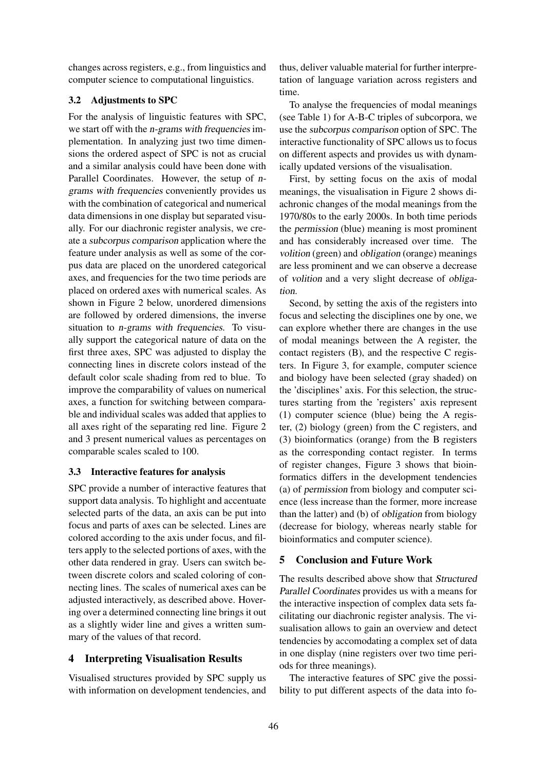changes across registers, e.g., from linguistics and computer science to computational linguistics.

### 3.2 Adjustments to SPC

For the analysis of linguistic features with SPC, we start off with the *n-grams with frequencies* implementation. In analyzing just two time dimensions the ordered aspect of SPC is not as crucial and a similar analysis could have been done with Parallel Coordinates. However, the setup of *n-grams with frequencies* conveniently provides us with the combination of categorical and numerical data dimensions in one display but separated visually. For our diachronic register analysis, we create a *subcorpus comparison* application where the feature under analysis as well as some of the corpus data are placed on the unordered categorical axes, and frequencies for the two time periods are placed on ordered axes with numerical scales. As shown in Figure 2 below, unordered dimensions are followed by ordered dimensions, the inverse situation to *n-grams with frequencies*. To visually support the categorical nature of data on the first three axes, SPC was adjusted to display the connecting lines in discrete colors instead of the default color scale shading from red to blue. To improve the comparability of values on numerical axes, a function for switching between comparable and individual scales was added that applies to all axes right of the separating red line. Figure 2 and 3 present numerical values as percentages on comparable scales scaled to 100.

### 3.3 Interactive features for analysis

SPC provide a number of interactive features that support data analysis. To highlight and accentuate selected parts of the data, an axis can be put into focus and parts of axes can be selected. Lines are colored according to the axis under focus, and filters apply to the selected portions of axes, with the other data rendered in gray. Users can switch between discrete colors and scaled coloring of connecting lines. The scales of numerical axes can be adjusted interactively, as described above. Hovering over a determined connecting line brings it out as a slightly wider line and gives a written summary of the values of that record.

## 4 Interpreting Visualisation Results

Visualised structures provided by SPC supply us with information on development tendencies, and thus, deliver valuable material for further interpretation of language variation across registers and time.

To analyse the frequencies of modal meanings (see Table 1) for A-B-C triples of subcorpora, we use the *subcorpus comparison* option of SPC. The interactive functionality of SPC allows us to focus on different aspects and provides us with dynamically updated versions of the visualisation.

First, by setting focus on the axis of modal meanings, the visualisation in Figure 2 shows diachronic changes of the modal meanings from the 1970/80s to the early 2000s. In both time periods the *permission* (blue) meaning is most prominent and has considerably increased over time. The *volition* (green) and *obligation* (orange) meanings are less prominent and we can observe a decrease of *volition* and a very slight decrease of *obligation*.

Second, by setting the axis of the registers into focus and selecting the disciplines one by one, we can explore whether there are changes in the use of modal meanings between the A register, the contact registers (B), and the respective C registers. In Figure 3, for example, computer science and biology have been selected (gray shaded) on the 'disciplines' axis. For this selection, the structures starting from the 'registers' axis represent (1) computer science (blue) being the A register, (2) biology (green) from the C registers, and (3) bioinformatics (orange) from the B registers as the corresponding contact register. In terms of register changes, Figure 3 shows that bioinformatics differs in the development tendencies (a) of *permission* from biology and computer science (less increase than the former, more increase than the latter) and (b) of *obligation* from biology (decrease for biology, whereas nearly stable for bioinformatics and computer science).

## 5 Conclusion and Future Work

The results described above show that *Structured Parallel Coordinates* provides us with a means for the interactive inspection of complex data sets facilitating our diachronic register analysis. The visualisation allows to gain an overview and detect tendencies by accomodating a complex set of data in one display (nine registers over two time periods for three meanings).

The interactive features of SPC give the possibility to put different aspects of the data into fo-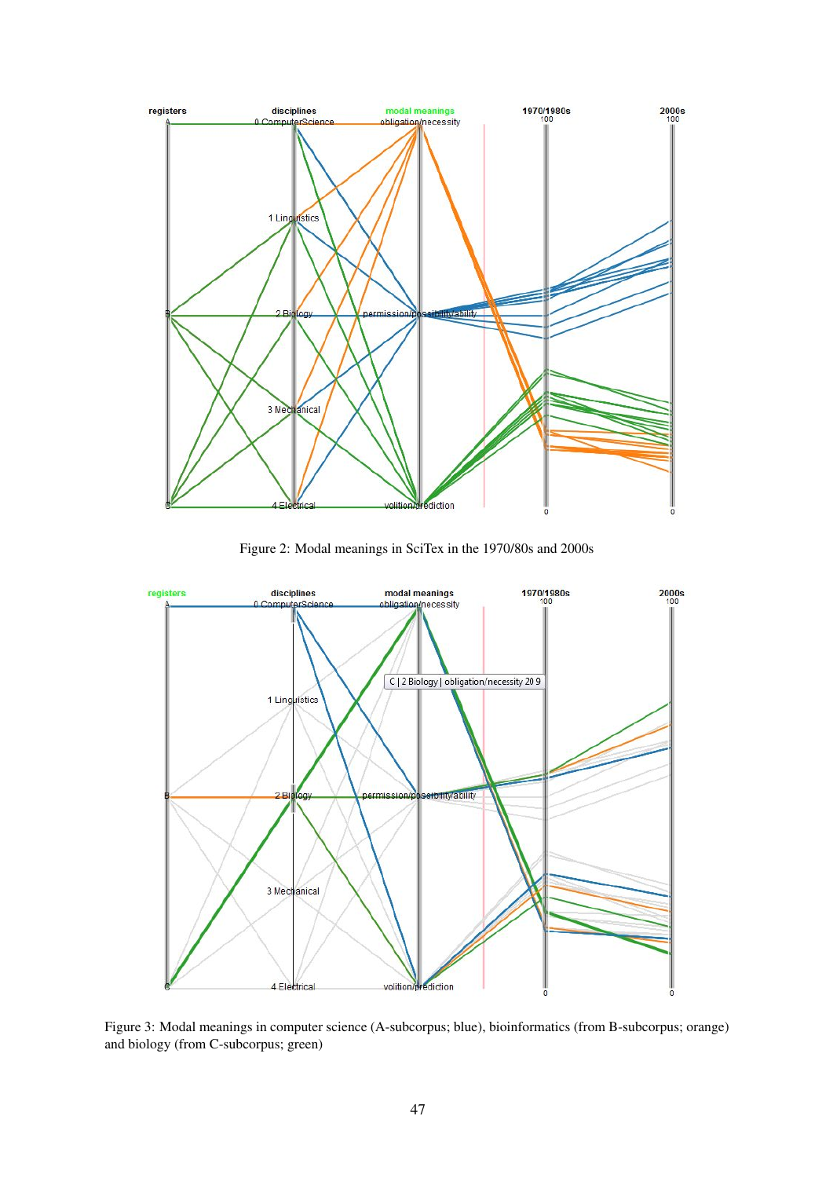Figure 2: Modal meanings in SciTex in the 1970/80s and 2000s

Figure 3: Modal meanings in computer science (A-subcorpus; blue), bioinformatics (from B-subcorpus; orange) and biology (from C-subcorpus; green)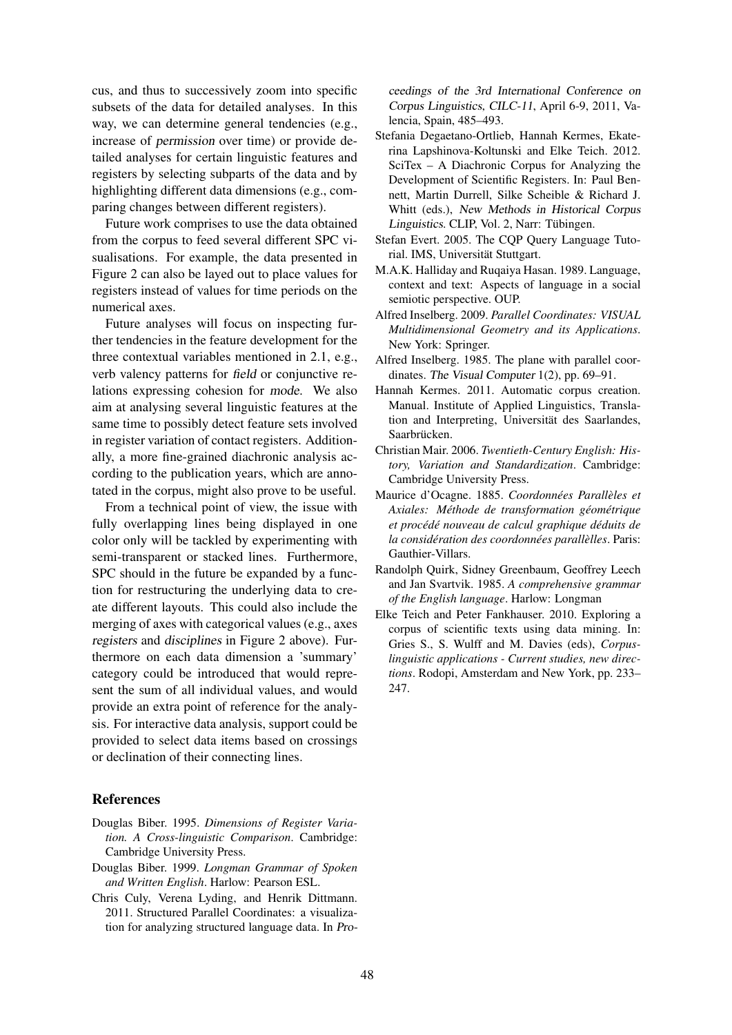cus, and thus to successively zoom into specific subsets of the data for detailed analyses. In this way, we can determine general tendencies (e.g., increase of *permission* over time) or provide detailed analyses for certain linguistic features and registers by selecting subparts of the data and by highlighting different data dimensions (e.g., comparing changes between different registers).

Future work comprises to use the data obtained from the corpus to feed several different SPC visualisations. For example, the data presented in Figure 2 can also be layed out to place values for registers instead of values for time periods on the numerical axes.

Future analyses will focus on inspecting further tendencies in the feature development for the three contextual variables mentioned in 2.1, e.g., verb valency patterns for *field* or conjunctive relations expressing cohesion for *mode*. We also aim at analysing several linguistic features at the same time to possibly detect feature sets involved in register variation of contact registers. Additionally, a more fine-grained diachronic analysis according to the publication years, which are annotated in the corpus, might also prove to be useful.

From a technical point of view, the issue with fully overlapping lines being displayed in one color only will be tackled by experimenting with semi-transparent or stacked lines. Furthermore, SPC should in the future be expanded by a function for restructuring the underlying data to create different layouts. This could also include the merging of axes with categorical values (e.g., axes *registers* and *disciplines* in Figure 2 above). Furthermore on each data dimension a 'summary' category could be introduced that would represent the sum of all individual values, and would provide an extra point of reference for the analysis. For interactive data analysis, support could be provided to select data items based on crossings or declination of their connecting lines.

## References

Douglas Biber. 1995. *Dimensions of Register Variation. A Cross-linguistic Comparison*. Cambridge: Cambridge University Press.

Douglas Biber. 1999. *Longman Grammar of Spoken and Written English*. Harlow: Pearson ESL.

Chris Culy, Verena Lyding, and Henrik Dittmann. 2011. Structured Parallel Coordinates: a visualization for analyzing structured language data. In *Proceedings of the 3rd International Conference on Corpus Linguistics, CILC-11*, April 6-9, 2011, Valencia, Spain, 485–493.

Stefania Degaetano-Ortlieb, Hannah Kermes, Ekaterina Lapshinova-Koltunski and Elke Teich. 2012. SciTex – A Diachronic Corpus for Analyzing the Development of Scientific Registers. In: Paul Bennett, Martin Durrell, Silke Scheible & Richard J. Whitt (eds.), *New Methods in Historical Corpus Linguistics*. CLIP, Vol. 2, Narr: Tübingen.

Stefan Evert. 2005. The CQP Query Language Tutorial. IMS, Universität Stuttgart.

M.A.K. Halliday and Ruqaiya Hasan. 1989. Language, context and text: Aspects of language in a social semiotic perspective. OUP.

Alfred Inselberg. 2009. *Parallel Coordinates: VISUAL Multidimensional Geometry and its Applications*. New York: Springer.

Alfred Inselberg. 1985. The plane with parallel coordinates. *The Visual Computer* 1(2), pp. 69–91.

Hannah Kermes. 2011. Automatic corpus creation. Manual. Institute of Applied Linguistics, Translation and Interpreting, Universität des Saarlandes, Saarbrücken.

Christian Mair. 2006. *Twentieth-Century English: History, Variation and Standardization*. Cambridge: Cambridge University Press.

Maurice d'Ocagne. 1885. *Coordonnées Parallèles et Axiales: Méthode de transformation géométrique et procédé nouveau de calcul graphique déduits de la considération des coordonnées parallèlles*. Paris: Gauthier-Villars.

Randolph Quirk, Sidney Greenbaum, Geoffrey Leech and Jan Svartvik. 1985. *A comprehensive grammar of the English language*. Harlow: Longman

Elke Teich and Peter Fankhauser. 2010. Exploring a corpus of scientific texts using data mining. In: Gries S., S. Wulff and M. Davies (eds), *Corpus-linguistic applications - Current studies, new directions*. Rodopi, Amsterdam and New York, pp. 233–247.